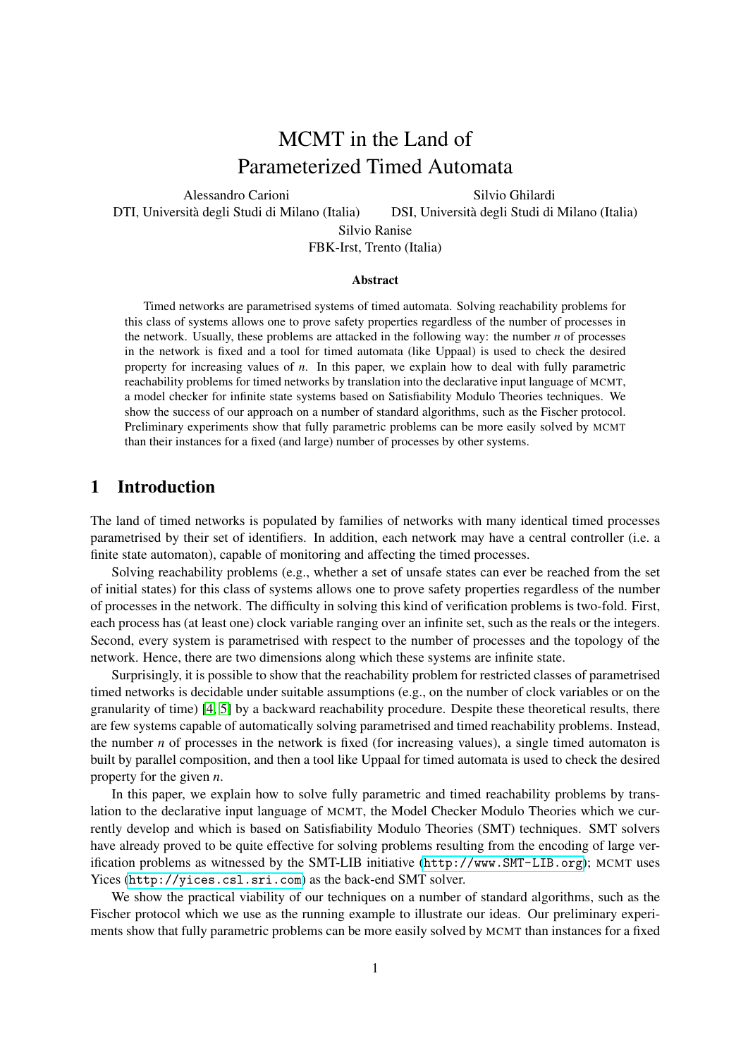# MCMT in the Land of Parameterized Timed Automata

Alessandro Carioni
DTI, Università degli Studi di Milano (Italia)

Silvio Ghilardi
DSI, Università degli Studi di Milano (Italia)

Silvio Ranise
FBK-Irst, Trento (Italia)

### Abstract

Timed networks are parametrised systems of timed automata. Solving reachability problems for this class of systems allows one to prove safety properties regardless of the number of processes in the network. Usually, these problems are attacked in the following way: the number *n* of processes in the network is fixed and a tool for timed automata (like Uppaal) is used to check the desired property for increasing values of *n*. In this paper, we explain how to deal with fully parametric reachability problems for timed networks by translation into the declarative input language of MCMT, a model checker for infinite state systems based on Satisfiability Modulo Theories techniques. We show the success of our approach on a number of standard algorithms, such as the Fischer protocol. Preliminary experiments show that fully parametric problems can be more easily solved by MCMT than their instances for a fixed (and large) number of processes by other systems.

## 1 Introduction

The land of timed networks is populated by families of networks with many identical timed processes parametrised by their set of identifiers. In addition, each network may have a central controller (i.e. a finite state automaton), capable of monitoring and affecting the timed processes.

Solving reachability problems (e.g., whether a set of unsafe states can ever be reached from the set of initial states) for this class of systems allows one to prove safety properties regardless of the number of processes in the network. The difficulty in solving this kind of verification problems is two-fold. First, each process has (at least one) clock variable ranging over an infinite set, such as the reals or the integers. Second, every system is parametrised with respect to the number of processes and the topology of the network. Hence, there are two dimensions along which these systems are infinite state.

Surprisingly, it is possible to show that the reachability problem for restricted classes of parametrised timed networks is decidable under suitable assumptions (e.g., on the number of clock variables or on the granularity of time) [4, 5] by a backward reachability procedure. Despite these theoretical results, there are few systems capable of automatically solving parametrised and timed reachability problems. Instead, the number *n* of processes in the network is fixed (for increasing values), a single timed automaton is built by parallel composition, and then a tool like Uppaal for timed automata is used to check the desired property for the given *n*.

In this paper, we explain how to solve fully parametric and timed reachability problems by translation to the declarative input language of MCMT, the Model Checker Modulo Theories which we currently develop and which is based on Satisfiability Modulo Theories (SMT) techniques. SMT solvers have already proved to be quite effective for solving problems resulting from the encoding of large verification problems as witnessed by the SMT-LIB initiative (http://www.SMT-LIB.org); MCMT uses Yices (http://yices.csl.sri.com) as the back-end SMT solver.

We show the practical viability of our techniques on a number of standard algorithms, such as the Fischer protocol which we use as the running example to illustrate our ideas. Our preliminary experiments show that fully parametric problems can be more easily solved by MCMT than instances for a fixed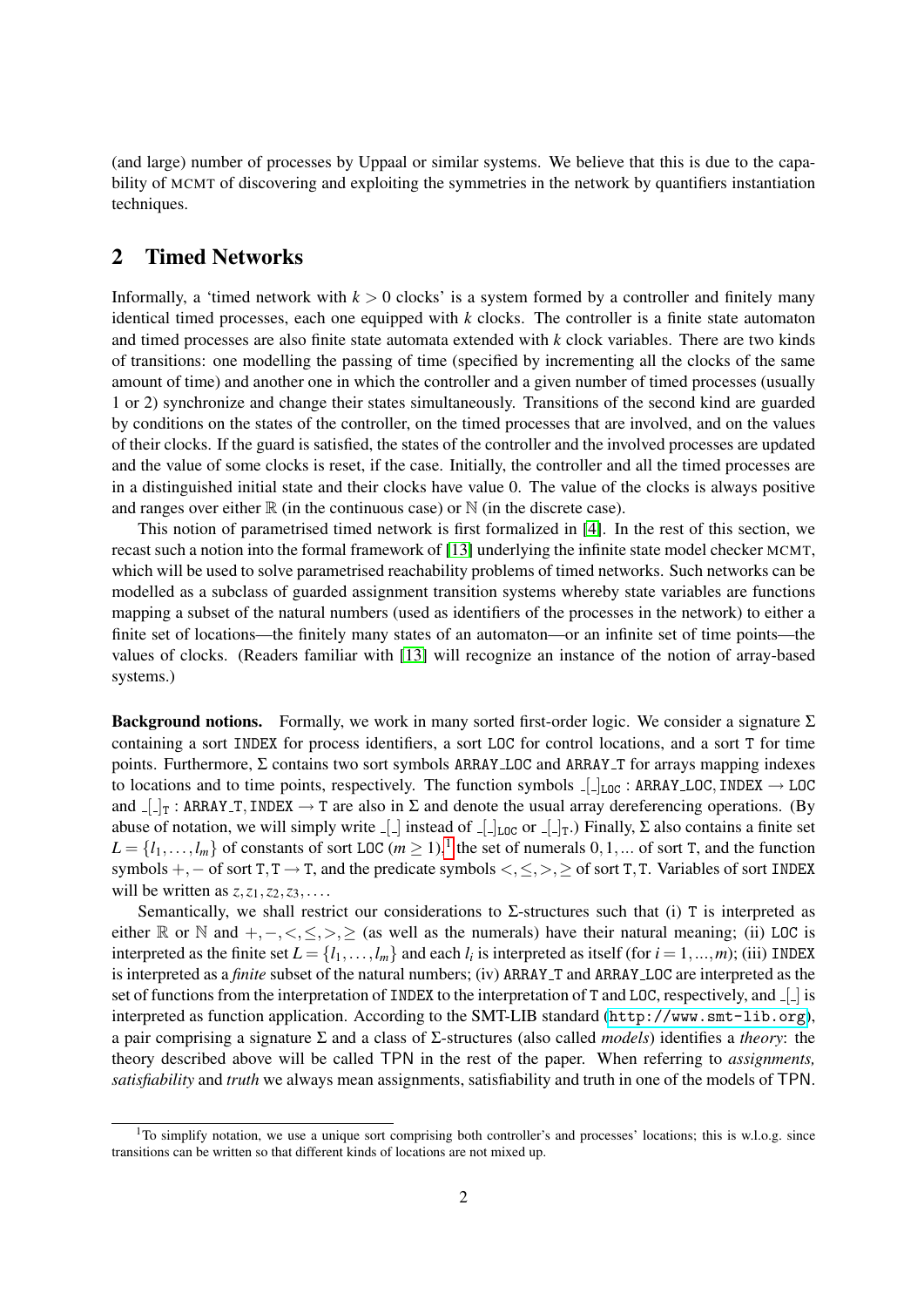(and large) number of processes by Uppaal or similar systems. We believe that this is due to the capability of MCMT of discovering and exploiting the symmetries in the network by quantifiers instantiation techniques.

## 2 Timed Networks

Informally, a 'timed network with $k > 0$ clocks' is a system formed by a controller and finitely many identical timed processes, each one equipped with $k$ clocks. The controller is a finite state automaton and timed processes are also finite state automata extended with $k$ clock variables. There are two kinds of transitions: one modelling the passing of time (specified by incrementing all the clocks of the same amount of time) and another one in which the controller and a given number of timed processes (usually 1 or 2) synchronize and change their states simultaneously. Transitions of the second kind are guarded by conditions on the states of the controller, on the timed processes that are involved, and on the values of their clocks. If the guard is satisfied, the states of the controller and the involved processes are updated and the value of some clocks is reset, if the case. Initially, the controller and all the timed processes are in a distinguished initial state and their clocks have value 0. The value of the clocks is always positive and ranges over either $\mathbb{R}$ (in the continuous case) or $\mathbb{N}$ (in the discrete case).

This notion of parametrised timed network is first formalized in [4]. In the rest of this section, we recast such a notion into the formal framework of [13] underlying the infinite state model checker MCMT, which will be used to solve parametrised reachability problems of timed networks. Such networks can be modelled as a subclass of guarded assignment transition systems whereby state variables are functions mapping a subset of the natural numbers (used as identifiers of the processes in the network) to either a finite set of locations—the finitely many states of an automaton—or an infinite set of time points—the values of clocks. (Readers familiar with [13] will recognize an instance of the notion of array-based systems.)

**Background notions.** Formally, we work in many sorted first-order logic. We consider a signature $\Sigma$ containing a sort INDEX for process identifiers, a sort LOC for control locations, and a sort T for time points. Furthermore, $\Sigma$ contains two sort symbols ARRAY_LOC and ARRAY_T for arrays mapping indexes to locations and to time points, respectively. The function symbols $\_[\_]_{\texttt{LOC}}$ : ARRAY_LOC, INDEX $\rightarrow$ LOC and $\_[\_]_{\texttt{T}}$ : ARRAY_T, INDEX $\rightarrow$ T are also in $\Sigma$ and denote the usual array dereferencing operations. (By abuse of notation, we will simply write $\_[\_]$ instead of $\_[\_]_{\texttt{LOC}}$ or $\_[\_]_{\texttt{T}}$.) Finally, $\Sigma$ also contains a finite set $L = \{l_1, \ldots, l_m\}$ of constants of sort LOC ($m \geq 1$),[1] the set of numerals $0, 1, \ldots$ of sort T, and the function symbols $+, -$ of sort T, T $\rightarrow$ T, and the predicate symbols $<, \leq, >, \geq$ of sort T, T. Variables of sort INDEX will be written as $z, z_1, z_2, z_3, \ldots$.

Semantically, we shall restrict our considerations to $\Sigma$-structures such that (i) T is interpreted as either $\mathbb{R}$ or $\mathbb{N}$ and $+, -, <, \leq, >, \geq$ (as well as the numerals) have their natural meaning; (ii) LOC is interpreted as the finite set $L = \{l_1, \ldots, l_m\}$ and each $l_i$ is interpreted as itself (for $i = 1, \ldots, m$); (iii) INDEX is interpreted as a *finite* subset of the natural numbers; (iv) ARRAY_T and ARRAY_LOC are interpreted as the set of functions from the interpretation of INDEX to the interpretation of T and LOC, respectively, and $\_[\_]$ is interpreted as function application. According to the SMT-LIB standard (http://www.smt-lib.org), a pair comprising a signature $\Sigma$ and a class of $\Sigma$-structures (also called *models*) identifies a *theory*: the theory described above will be called TPN in the rest of the paper. When referring to *assignments, satisfiability* and *truth* we always mean assignments, satisfiability and truth in one of the models of TPN.

[1] To simplify notation, we use a unique sort comprising both controller's and processes' locations; this is w.l.o.g. since transitions can be written so that different kinds of locations are not mixed up.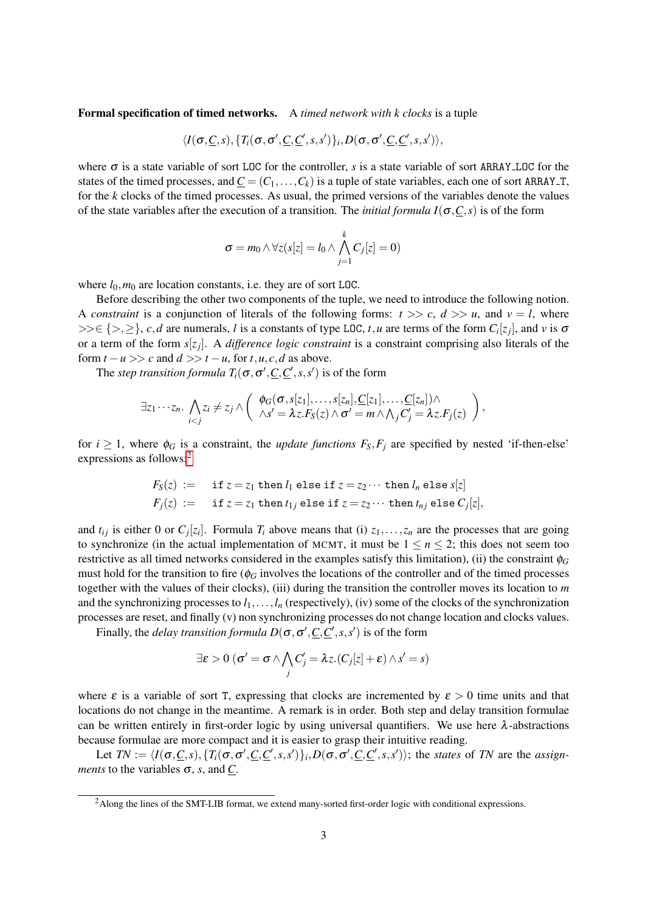**Formal specification of timed networks.** A *timed network with k clocks* is a tuple

$$\langle I(\sigma,\underline{C},s), \{T_i(\sigma,\sigma',\underline{C},\underline{C}',s,s')\}_i, D(\sigma,\sigma',\underline{C},\underline{C}',s,s')\rangle,$$

where $\sigma$ is a state variable of sort LOC for the controller, $s$ is a state variable of sort ARRAY_LOC for the states of the timed processes, and $\underline{C} = (C_1,\ldots,C_k)$ is a tuple of state variables, each one of sort ARRAY_T, for the $k$ clocks of the timed processes. As usual, the primed versions of the variables denote the values of the state variables after the execution of a transition. The *initial formula* $I(\sigma,\underline{C},s)$ is of the form

$$\sigma = m_0 \wedge \forall z(s[z] = l_0 \wedge \bigwedge_{j=1}^{k} C_j[z] = 0)$$

where $l_0, m_0$ are location constants, i.e. they are of sort LOC.

Before describing the other two components of the tuple, we need to introduce the following notation. A *constraint* is a conjunction of literals of the following forms: $t >> c$, $d >> u$, and $v = l$, where $>>\in \{>,\geq\}$, $c,d$ are numerals, $l$ is a constants of type LOC, $t,u$ are terms of the form $C_i[z_j]$, and $v$ is $\sigma$ or a term of the form $s[z_j]$. A *difference logic constraint* is a constraint comprising also literals of the form $t - u >> c$ and $d >> t - u$, for $t,u,c,d$ as above.

The *step transition formula* $T_i(\sigma,\sigma',\underline{C},\underline{C}',s,s')$ is of the form

$$\exists z_1 \cdots z_n. \bigwedge_{i<j} z_i \neq z_j \wedge \left( \begin{array}{l} \phi_G(\sigma, s[z_1],\ldots,s[z_n],\underline{C}[z_1],\ldots,\underline{C}[z_n]) \wedge \\ \wedge s' = \lambda z.F_S(z) \wedge \sigma' = m \wedge \bigwedge_j C'_j = \lambda z.F_j(z) \end{array} \right),$$

for $i \geq 1$, where $\phi_G$ is a constraint, the *update functions* $F_S, F_j$ are specified by nested 'if-then-else' expressions as follows:[2]

$$\begin{array}{rcl} F_S(z) & := & \texttt{if } z = z_1 \texttt{ then } l_1 \texttt{ else if } z = z_2 \cdots \texttt{ then } l_n \texttt{ else } s[z] \\ F_j(z) & := & \texttt{if } z = z_1 \texttt{ then } t_{1j} \texttt{ else if } z = z_2 \cdots \texttt{ then } t_{nj} \texttt{ else } C_j[z], \end{array}$$

and $t_{ij}$ is either 0 or $C_j[z_i]$. Formula $T_i$ above means that (i) $z_1,\ldots,z_n$ are the processes that are going to synchronize (in the actual implementation of MCMT, it must be $1 \leq n \leq 2$; this does not seem too restrictive as all timed networks considered in the examples satisfy this limitation), (ii) the constraint $\phi_G$ must hold for the transition to fire ($\phi_G$ involves the locations of the controller and of the timed processes together with the values of their clocks), (iii) during the transition the controller moves its location to $m$ and the synchronizing processes to $l_1,\ldots,l_n$ (respectively), (iv) some of the clocks of the synchronization processes are reset, and finally (v) non synchronizing processes do not change location and clocks values.

Finally, the *delay transition formula* $D(\sigma,\sigma',\underline{C},\underline{C}',s,s')$ is of the form

$$\exists \varepsilon > 0\ (\sigma' = \sigma \wedge \bigwedge_j C'_j = \lambda z.(C_j[z] + \varepsilon) \wedge s' = s)$$

where $\varepsilon$ is a variable of sort T, expressing that clocks are incremented by $\varepsilon > 0$ time units and that locations do not change in the meantime. A remark is in order. Both step and delay transition formulae can be written entirely in first-order logic by using universal quantifiers. We use here $\lambda$-abstractions because formulae are more compact and it is easier to grasp their intuitive reading.

Let $TN := \langle I(\sigma,\underline{C},s), \{T_i(\sigma,\sigma',\underline{C},\underline{C}',s,s')\}_i, D(\sigma,\sigma',\underline{C},\underline{C}',s,s')\rangle$; the *states* of $TN$ are the *assignments* to the variables $\sigma$, $s$, and $\underline{C}$.

---

[2] Along the lines of the SMT-LIB format, we extend many-sorted first-order logic with conditional expressions.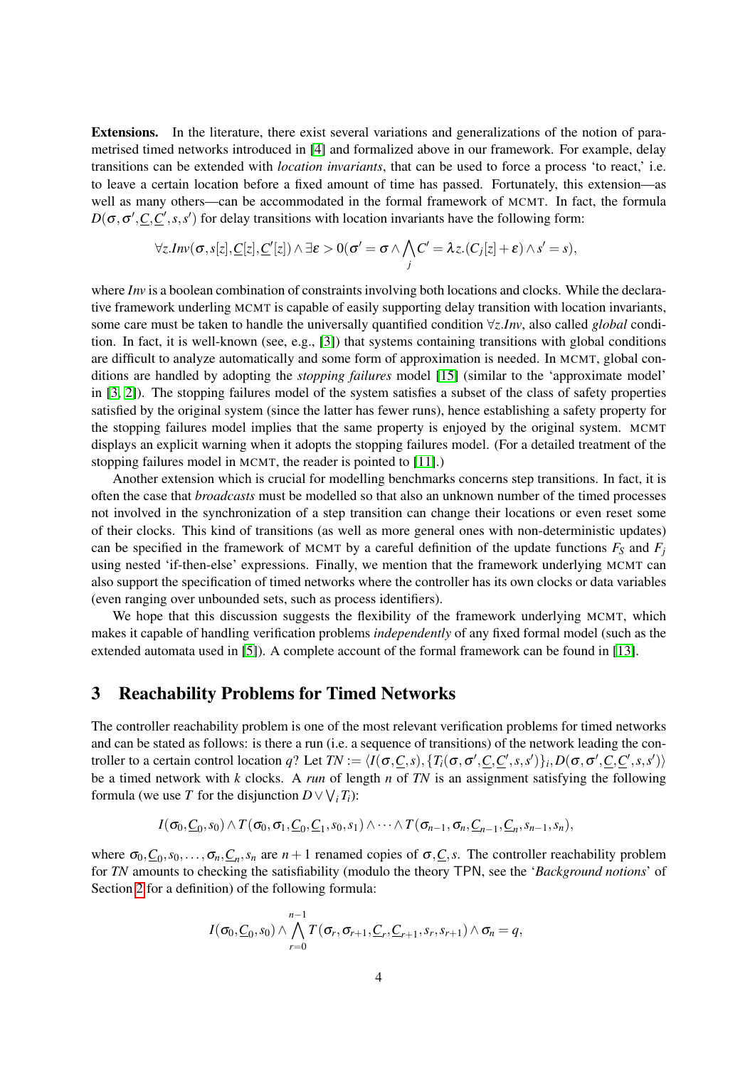**Extensions.** In the literature, there exist several variations and generalizations of the notion of parametrised timed networks introduced in [4] and formalized above in our framework. For example, delay transitions can be extended with *location invariants*, that can be used to force a process 'to react,' i.e. to leave a certain location before a fixed amount of time has passed. Fortunately, this extension—as well as many others—can be accommodated in the formal framework of MCMT. In fact, the formula $D(\sigma, \sigma', \underline{C}, \underline{C}', s, s')$ for delay transitions with location invariants have the following form:

$$\forall z.Inv(\sigma, s[z], \underline{C}[z], \underline{C}'[z]) \wedge \exists \varepsilon > 0 (\sigma' = \sigma \wedge \bigwedge_j C' = \lambda z.(C_j[z] + \varepsilon) \wedge s' = s),$$

where *Inv* is a boolean combination of constraints involving both locations and clocks. While the declarative framework underling MCMT is capable of easily supporting delay transition with location invariants, some care must be taken to handle the universally quantified condition $\forall z.Inv$, also called *global* condition. In fact, it is well-known (see, e.g., [3]) that systems containing transitions with global conditions are difficult to analyze automatically and some form of approximation is needed. In MCMT, global conditions are handled by adopting the *stopping failures* model [15] (similar to the 'approximate model' in [3, 2]). The stopping failures model of the system satisfies a subset of the class of safety properties satisfied by the original system (since the latter has fewer runs), hence establishing a safety property for the stopping failures model implies that the same property is enjoyed by the original system. MCMT displays an explicit warning when it adopts the stopping failures model. (For a detailed treatment of the stopping failures model in MCMT, the reader is pointed to [11].)

Another extension which is crucial for modelling benchmarks concerns step transitions. In fact, it is often the case that *broadcasts* must be modelled so that also an unknown number of the timed processes not involved in the synchronization of a step transition can change their locations or even reset some of their clocks. This kind of transitions (as well as more general ones with non-deterministic updates) can be specified in the framework of MCMT by a careful definition of the update functions $F_S$ and $F_j$ using nested 'if-then-else' expressions. Finally, we mention that the framework underlying MCMT can also support the specification of timed networks where the controller has its own clocks or data variables (even ranging over unbounded sets, such as process identifiers).

We hope that this discussion suggests the flexibility of the framework underlying MCMT, which makes it capable of handling verification problems *independently* of any fixed formal model (such as the extended automata used in [5]). A complete account of the formal framework can be found in [13].

## 3 Reachability Problems for Timed Networks

The controller reachability problem is one of the most relevant verification problems for timed networks and can be stated as follows: is there a run (i.e. a sequence of transitions) of the network leading the controller to a certain control location $q$? Let $TN := \langle I(\sigma, \underline{C}, s), \{T_i(\sigma, \sigma', \underline{C}, \underline{C}', s, s')\}_i, D(\sigma, \sigma', \underline{C}, \underline{C}', s, s')\rangle$ be a timed network with $k$ clocks. A *run* of length $n$ of *TN* is an assignment satisfying the following formula (we use $T$ for the disjunction $D \vee \bigvee_i T_i$):

$$I(\sigma_0, \underline{C}_0, s_0) \wedge T(\sigma_0, \sigma_1, \underline{C}_0, \underline{C}_1, s_0, s_1) \wedge \cdots \wedge T(\sigma_{n-1}, \sigma_n, \underline{C}_{n-1}, \underline{C}_n, s_{n-1}, s_n),$$

where $\sigma_0, \underline{C}_0, s_0, \ldots, \sigma_n, \underline{C}_n, s_n$ are $n+1$ renamed copies of $\sigma, \underline{C}, s$. The controller reachability problem for *TN* amounts to checking the satisfiability (modulo the theory $\mathsf{TPN}$, see the '*Background notions*' of Section 2 for a definition) of the following formula:

$$I(\sigma_0, \underline{C}_0, s_0) \wedge \bigwedge_{r=0}^{n-1} T(\sigma_r, \sigma_{r+1}, \underline{C}_r, \underline{C}_{r+1}, s_r, s_{r+1}) \wedge \sigma_n = q,$$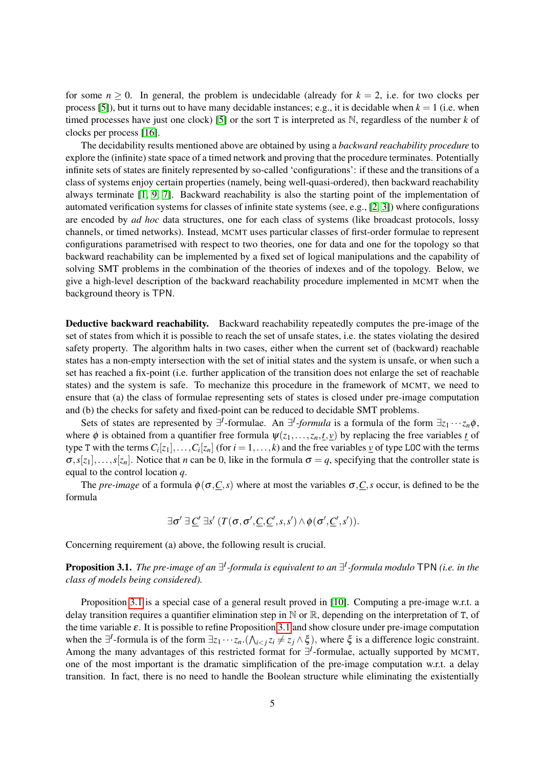for some $n \geq 0$. In general, the problem is undecidable (already for $k = 2$, i.e. for two clocks per process [5]), but it turns out to have many decidable instances; e.g., it is decidable when $k = 1$ (i.e. when timed processes have just one clock) [5] or the sort T is interpreted as $\mathbb{N}$, regardless of the number $k$ of clocks per process [16].

The decidability results mentioned above are obtained by using a *backward reachability procedure* to explore the (infinite) state space of a timed network and proving that the procedure terminates. Potentially infinite sets of states are finitely represented by so-called 'configurations': if these and the transitions of a class of systems enjoy certain properties (namely, being well-quasi-ordered), then backward reachability always terminate [1, 9, 7]. Backward reachability is also the starting point of the implementation of automated verification systems for classes of infinite state systems (see, e.g., [2, 3]) where configurations are encoded by *ad hoc* data structures, one for each class of systems (like broadcast protocols, lossy channels, or timed networks). Instead, MCMT uses particular classes of first-order formulae to represent configurations parametrised with respect to two theories, one for data and one for the topology so that backward reachability can be implemented by a fixed set of logical manipulations and the capability of solving SMT problems in the combination of the theories of indexes and of the topology. Below, we give a high-level description of the backward reachability procedure implemented in MCMT when the background theory is TPN.

**Deductive backward reachability.** Backward reachability repeatedly computes the pre-image of the set of states from which it is possible to reach the set of unsafe states, i.e. the states violating the desired safety property. The algorithm halts in two cases, either when the current set of (backward) reachable states has a non-empty intersection with the set of initial states and the system is unsafe, or when such a set has reached a fix-point (i.e. further application of the transition does not enlarge the set of reachable states) and the system is safe. To mechanize this procedure in the framework of MCMT, we need to ensure that (a) the class of formulae representing sets of states is closed under pre-image computation and (b) the checks for safety and fixed-point can be reduced to decidable SMT problems.

Sets of states are represented by $\exists^I$-formulae. An *$\exists^I$-formula* is a formula of the form $\exists z_1 \cdots z_n \phi$, where $\phi$ is obtained from a quantifier free formula $\psi(z_1,\ldots,z_n,\underline{t},\underline{v})$ by replacing the free variables $\underline{t}$ of type T with the terms $C_i[z_1],\ldots,C_i[z_n]$ (for $i = 1,\ldots,k$) and the free variables $\underline{v}$ of type LOC with the terms $\sigma, s[z_1],\ldots,s[z_n]$. Notice that $n$ can be 0, like in the formula $\sigma = q$, specifying that the controller state is equal to the control location $q$.

The *pre-image* of a formula $\phi(\sigma,\underline{C},s)$ where at most the variables $\sigma,\underline{C},s$ occur, is defined to be the formula

$$\exists\sigma'\ \exists\underline{C}'\ \exists s'\ (T(\sigma,\sigma',\underline{C},\underline{C}',s,s') \wedge \phi(\sigma',\underline{C}',s')).$$

Concerning requirement (a) above, the following result is crucial.

**Proposition 3.1.** *The pre-image of an $\exists^I$-formula is equivalent to an $\exists^I$-formula modulo* TPN *(i.e. in the class of models being considered).*

Proposition 3.1 is a special case of a general result proved in [10]. Computing a pre-image w.r.t. a delay transition requires a quantifier elimination step in $\mathbb{N}$ or $\mathbb{R}$, depending on the interpretation of T, of the time variable $\varepsilon$. It is possible to refine Proposition 3.1 and show closure under pre-image computation when the $\exists^I$-formula is of the form $\exists z_1 \cdots z_n.(\bigwedge_{i<j} z_i \neq z_j \wedge \xi)$, where $\xi$ is a difference logic constraint. Among the many advantages of this restricted format for $\exists^I$-formulae, actually supported by MCMT, one of the most important is the dramatic simplification of the pre-image computation w.r.t. a delay transition. In fact, there is no need to handle the Boolean structure while eliminating the existentially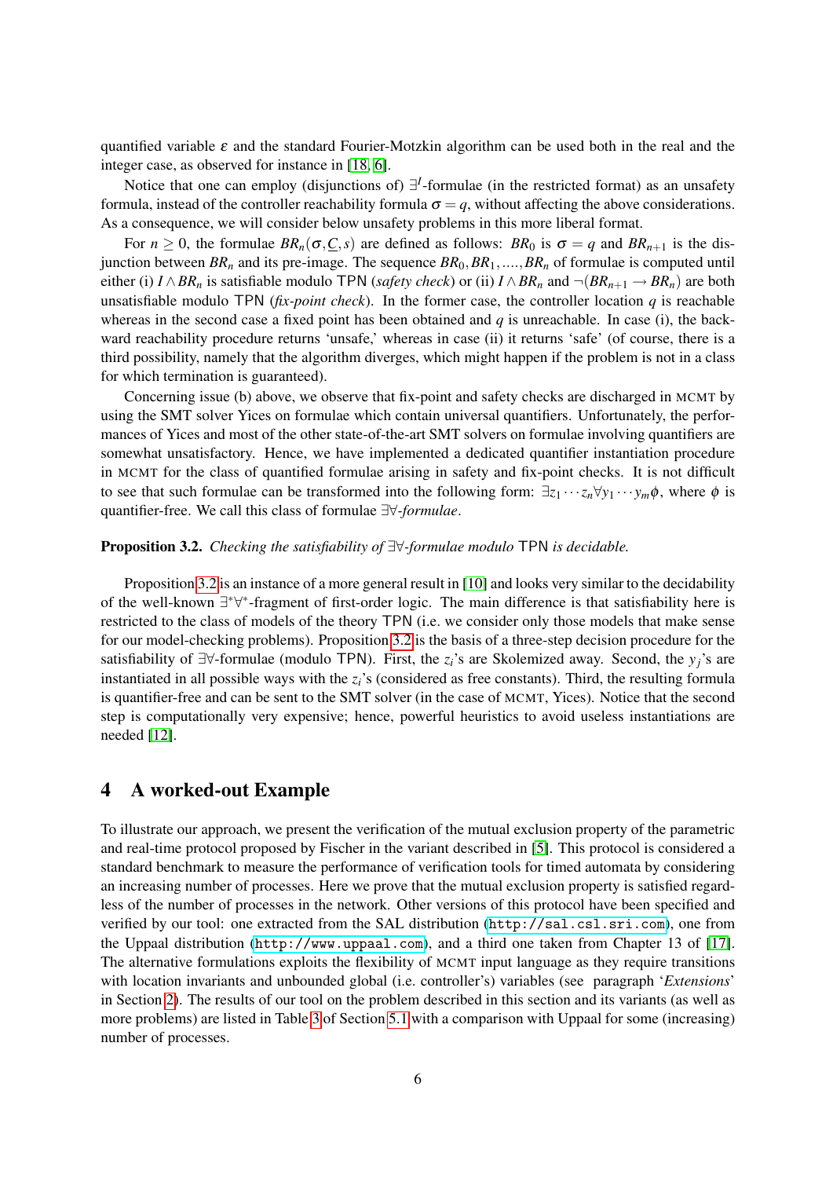quantified variable $\varepsilon$ and the standard Fourier-Motzkin algorithm can be used both in the real and the integer case, as observed for instance in [18, 6].

Notice that one can employ (disjunctions of) $\exists^I$-formulae (in the restricted format) as an unsafety formula, instead of the controller reachability formula $\sigma = q$, without affecting the above considerations. As a consequence, we will consider below unsafety problems in this more liberal format.

For $n \geq 0$, the formulae $BR_n(\sigma, \underline{C}, s)$ are defined as follows: $BR_0$ is $\sigma = q$ and $BR_{n+1}$ is the disjunction between $BR_n$ and its pre-image. The sequence $BR_0, BR_1, ...., BR_n$ of formulae is computed until either (i) $I \wedge BR_n$ is satisfiable modulo TPN (*safety check*) or (ii) $I \wedge BR_n$ and $\neg(BR_{n+1} \rightarrow BR_n)$ are both unsatisfiable modulo TPN (*fix-point check*). In the former case, the controller location $q$ is reachable whereas in the second case a fixed point has been obtained and $q$ is unreachable. In case (i), the backward reachability procedure returns 'unsafe,' whereas in case (ii) it returns 'safe' (of course, there is a third possibility, namely that the algorithm diverges, which might happen if the problem is not in a class for which termination is guaranteed).

Concerning issue (b) above, we observe that fix-point and safety checks are discharged in MCMT by using the SMT solver Yices on formulae which contain universal quantifiers. Unfortunately, the performances of Yices and most of the other state-of-the-art SMT solvers on formulae involving quantifiers are somewhat unsatisfactory. Hence, we have implemented a dedicated quantifier instantiation procedure in MCMT for the class of quantified formulae arising in safety and fix-point checks. It is not difficult to see that such formulae can be transformed into the following form: $\exists z_1 \cdots z_n \forall y_1 \cdots y_m \phi$, where $\phi$ is quantifier-free. We call this class of formulae $\exists\forall$-*formulae*.

**Proposition 3.2.** *Checking the satisfiability of $\exists\forall$-formulae modulo* TPN *is decidable.*

Proposition 3.2 is an instance of a more general result in [10] and looks very similar to the decidability of the well-known $\exists^*\forall^*$-fragment of first-order logic. The main difference is that satisfiability here is restricted to the class of models of the theory TPN (i.e. we consider only those models that make sense for our model-checking problems). Proposition 3.2 is the basis of a three-step decision procedure for the satisfiability of $\exists\forall$-formulae (modulo TPN). First, the $z_i$'s are Skolemized away. Second, the $y_j$'s are instantiated in all possible ways with the $z_i$'s (considered as free constants). Third, the resulting formula is quantifier-free and can be sent to the SMT solver (in the case of MCMT, Yices). Notice that the second step is computationally very expensive; hence, powerful heuristics to avoid useless instantiations are needed [12].

## 4 A worked-out Example

To illustrate our approach, we present the verification of the mutual exclusion property of the parametric and real-time protocol proposed by Fischer in the variant described in [5]. This protocol is considered a standard benchmark to measure the performance of verification tools for timed automata by considering an increasing number of processes. Here we prove that the mutual exclusion property is satisfied regardless of the number of processes in the network. Other versions of this protocol have been specified and verified by our tool: one extracted from the SAL distribution (`http://sal.csl.sri.com`), one from the Uppaal distribution (`http://www.uppaal.com`), and a third one taken from Chapter 13 of [17]. The alternative formulations exploits the flexibility of MCMT input language as they require transitions with location invariants and unbounded global (i.e. controller's) variables (see paragraph '*Extensions*' in Section 2). The results of our tool on the problem described in this section and its variants (as well as more problems) are listed in Table 3 of Section 5.1 with a comparison with Uppaal for some (increasing) number of processes.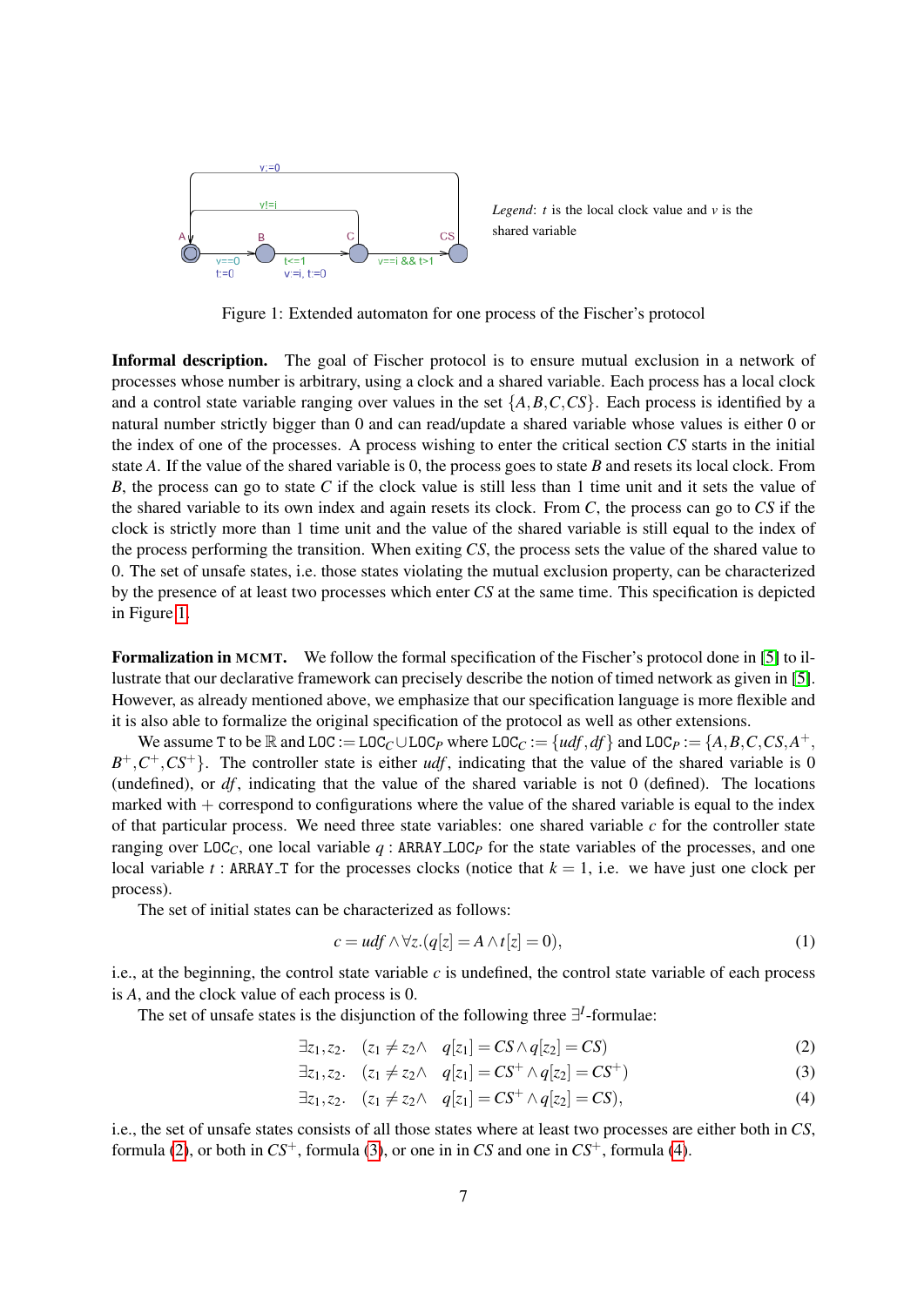Legend: $t$ is the local clock value and $v$ is the shared variable

Figure 1: Extended automaton for one process of the Fischer's protocol

**Informal description.** The goal of Fischer protocol is to ensure mutual exclusion in a network of processes whose number is arbitrary, using a clock and a shared variable. Each process has a local clock and a control state variable ranging over values in the set $\{A, B, C, CS\}$. Each process is identified by a natural number strictly bigger than 0 and can read/update a shared variable whose values is either 0 or the index of one of the processes. A process wishing to enter the critical section $CS$ starts in the initial state $A$. If the value of the shared variable is 0, the process goes to state $B$ and resets its local clock. From $B$, the process can go to state $C$ if the clock value is still less than 1 time unit and it sets the value of the shared variable to its own index and again resets its clock. From $C$, the process can go to $CS$ if the clock is strictly more than 1 time unit and the value of the shared variable is still equal to the index of the process performing the transition. When exiting $CS$, the process sets the value of the shared value to 0. The set of unsafe states, i.e. those states violating the mutual exclusion property, can be characterized by the presence of at least two processes which enter $CS$ at the same time. This specification is depicted in Figure 1.

**Formalization in MCMT.** We follow the formal specification of the Fischer's protocol done in [5] to illustrate that our declarative framework can precisely describe the notion of timed network as given in [5]. However, as already mentioned above, we emphasize that our specification language is more flexible and it is also able to formalize the original specification of the protocol as well as other extensions.

We assume $\mathtt{T}$ to be $\mathbb{R}$ and $\mathtt{LOC} := \mathtt{LOC}_C \cup \mathtt{LOC}_P$ where $\mathtt{LOC}_C := \{udf, df\}$ and $\mathtt{LOC}_P := \{A, B, C, CS, A^+, B^+, C^+, CS^+\}$. The controller state is either $udf$, indicating that the value of the shared variable is 0 (undefined), or $df$, indicating that the value of the shared variable is not 0 (defined). The locations marked with $+$ correspond to configurations where the value of the shared variable is equal to the index of that particular process. We need three state variables: one shared variable $c$ for the controller state ranging over $\mathtt{LOC}_C$, one local variable $q : \mathtt{ARRAY\_LOC}_P$ for the state variables of the processes, and one local variable $t : \mathtt{ARRAY\_T}$ for the processes clocks (notice that $k = 1$, i.e. we have just one clock per process).

The set of initial states can be characterized as follows:

$$c = udf \wedge \forall z.(q[z] = A \wedge t[z] = 0), \tag{1}$$

i.e., at the beginning, the control state variable $c$ is undefined, the control state variable of each process is $A$, and the clock value of each process is 0.

The set of unsafe states is the disjunction of the following three $\exists^I$-formulae:

$$\exists z_1, z_2. \quad (z_1 \neq z_2 \wedge \quad q[z_1] = CS \wedge q[z_2] = CS) \tag{2}$$

$$\exists z_1, z_2. \quad (z_1 \neq z_2 \wedge \quad q[z_1] = CS^+ \wedge q[z_2] = CS^+) \tag{3}$$

$$\exists z_1, z_2. \quad (z_1 \neq z_2 \wedge \quad q[z_1] = CS^+ \wedge q[z_2] = CS), \tag{4}$$

i.e., the set of unsafe states consists of all those states where at least two processes are either both in $CS$, formula (2), or both in $CS^+$, formula (3), or one in in $CS$ and one in $CS^+$, formula (4).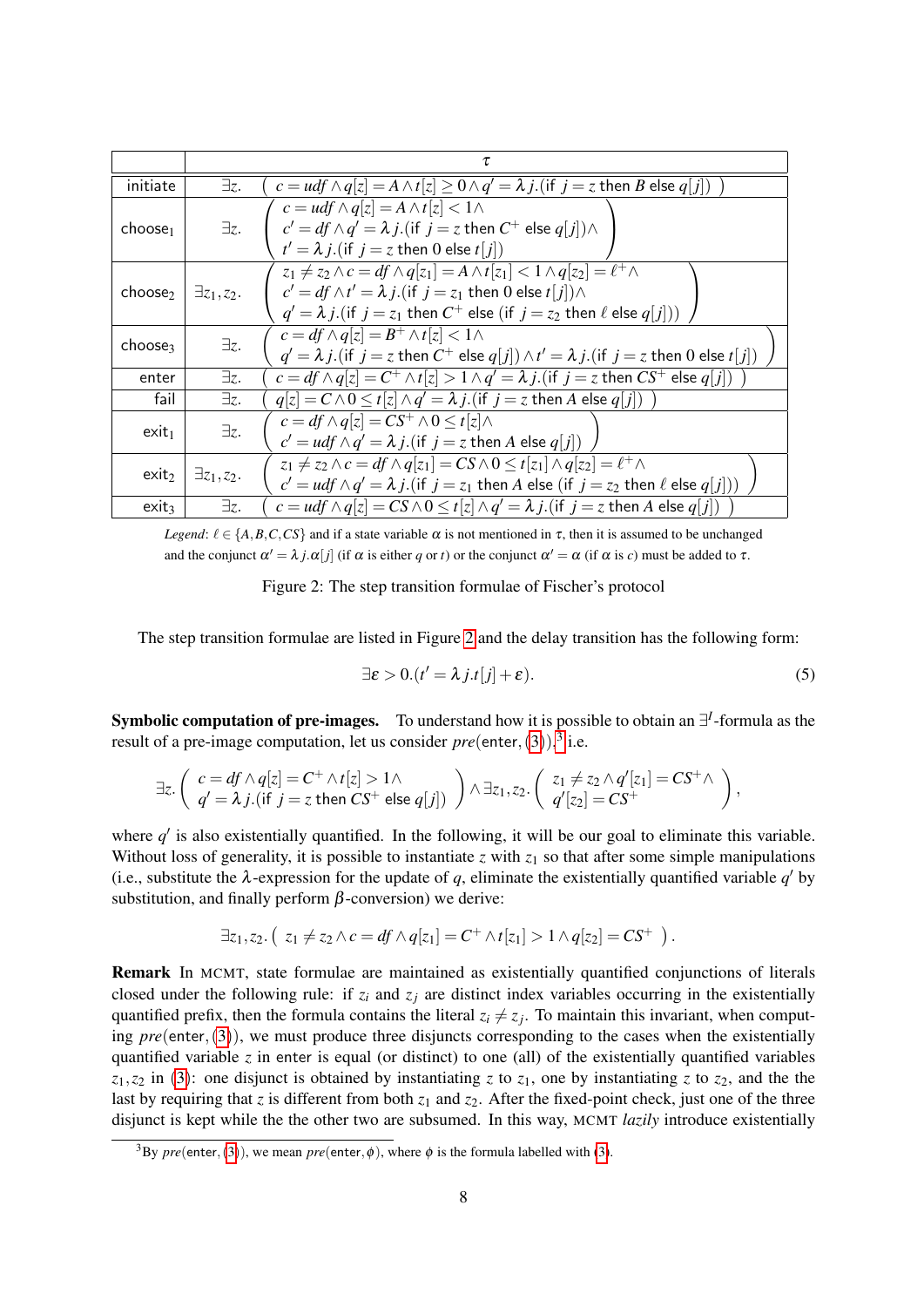| | $\tau$ |
|---|---|
| initiate | $\exists z. \left( c = udf \wedge q[z] = A \wedge t[z] \geq 0 \wedge q' = \lambda j.(\text{if } j = z \text{ then } B \text{ else } q[j]) \right)$ |
| choose$_1$ | $\exists z. \left( \begin{array}{l} c = udf \wedge q[z] = A \wedge t[z] < 1 \wedge \\ c' = df \wedge q' = \lambda j.(\text{if } j = z \text{ then } C^+ \text{ else } q[j]) \wedge \\ t' = \lambda j.(\text{if } j = z \text{ then } 0 \text{ else } t[j]) \end{array} \right)$ |
| choose$_2$ | $\exists z_1, z_2. \left( \begin{array}{l} z_1 \neq z_2 \wedge c = df \wedge q[z_1] = A \wedge t[z_1] < 1 \wedge q[z_2] = \ell^+ \wedge \\ c' = df \wedge t' = \lambda j.(\text{if } j = z_1 \text{ then } 0 \text{ else } t[j]) \wedge \\ q' = \lambda j.(\text{if } j = z_1 \text{ then } C^+ \text{ else } (\text{if } j = z_2 \text{ then } \ell \text{ else } q[j])) \end{array} \right)$ |
| choose$_3$ | $\exists z. \left( \begin{array}{l} c = df \wedge q[z] = B^+ \wedge t[z] < 1 \wedge \\ q' = \lambda j.(\text{if } j = z \text{ then } C^+ \text{ else } q[j]) \wedge t' = \lambda j.(\text{if } j = z \text{ then } 0 \text{ else } t[j]) \end{array} \right)$ |
| enter | $\exists z. \left( c = df \wedge q[z] = C^+ \wedge t[z] > 1 \wedge q' = \lambda j.(\text{if } j = z \text{ then } CS^+ \text{ else } q[j]) \right)$ |
| fail | $\exists z. \left( q[z] = C \wedge 0 \leq t[z] \wedge q' = \lambda j.(\text{if } j = z \text{ then } A \text{ else } q[j]) \right)$ |
| exit$_1$ | $\exists z. \left( \begin{array}{l} c = df \wedge q[z] = CS^+ \wedge 0 \leq t[z] \wedge \\ c' = udf \wedge q' = \lambda j.(\text{if } j = z \text{ then } A \text{ else } q[j]) \end{array} \right)$ |
| exit$_2$ | $\exists z_1, z_2. \left( \begin{array}{l} z_1 \neq z_2 \wedge c = df \wedge q[z_1] = CS \wedge 0 \leq t[z_1] \wedge q[z_2] = \ell^+ \wedge \\ c' = udf \wedge q' = \lambda j.(\text{if } j = z_1 \text{ then } A \text{ else } (\text{if } j = z_2 \text{ then } \ell \text{ else } q[j])) \end{array} \right)$ |
| exit$_3$ | $\exists z. \left( c = udf \wedge q[z] = CS \wedge 0 \leq t[z] \wedge q' = \lambda j.(\text{if } j = z \text{ then } A \text{ else } q[j]) \right)$ |

*Legend*: $\ell \in \{A, B, C, CS\}$ and if a state variable $\alpha$ is not mentioned in $\tau$, then it is assumed to be unchanged and the conjunct $\alpha' = \lambda j.\alpha[j]$ (if $\alpha$ is either $q$ or $t$) or the conjunct $\alpha' = \alpha$ (if $\alpha$ is $c$) must be added to $\tau$.

Figure 2: The step transition formulae of Fischer's protocol

The step transition formulae are listed in Figure 2 and the delay transition has the following form:

$$\exists \varepsilon > 0.(t' = \lambda j.t[j] + \varepsilon). \tag{5}$$

**Symbolic computation of pre-images.** To understand how it is possible to obtain an $\exists^I$-formula as the result of a pre-image computation, let us consider $pre(\text{enter}, (3))$,[3] i.e.

$$\exists z. \left( \begin{array}{l} c = df \wedge q[z] = C^+ \wedge t[z] > 1 \wedge \\ q' = \lambda j.(\text{if } j = z \text{ then } CS^+ \text{ else } q[j]) \end{array} \right) \wedge \exists z_1, z_2. \left( \begin{array}{l} z_1 \neq z_2 \wedge q'[z_1] = CS^+ \wedge \\ q'[z_2] = CS^+ \end{array} \right),$$

where $q'$ is also existentially quantified. In the following, it will be our goal to eliminate this variable. Without loss of generality, it is possible to instantiate $z$ with $z_1$ so that after some simple manipulations (i.e., substitute the $\lambda$-expression for the update of $q$, eliminate the existentially quantified variable $q'$ by substitution, and finally perform $\beta$-conversion) we derive:

$$\exists z_1, z_2. \left( \; z_1 \neq z_2 \wedge c = df \wedge q[z_1] = C^+ \wedge t[z_1] > 1 \wedge q[z_2] = CS^+ \; \right).$$

**Remark** In MCMT, state formulae are maintained as existentially quantified conjunctions of literals closed under the following rule: if $z_i$ and $z_j$ are distinct index variables occurring in the existentially quantified prefix, then the formula contains the literal $z_i \neq z_j$. To maintain this invariant, when computing $pre(\text{enter}, (3))$, we must produce three disjuncts corresponding to the cases when the existentially quantified variable $z$ in enter is equal (or distinct) to one (all) of the existentially quantified variables $z_1, z_2$ in (3): one disjunct is obtained by instantiating $z$ to $z_1$, one by instantiating $z$ to $z_2$, and the last by requiring that $z$ is different from both $z_1$ and $z_2$. After the fixed-point check, just one of the three disjunct is kept while the the other two are subsumed. In this way, MCMT *lazily* introduce existentially

[3] By $pre(\text{enter}, (3))$, we mean $pre(\text{enter}, \phi)$, where $\phi$ is the formula labelled with (3).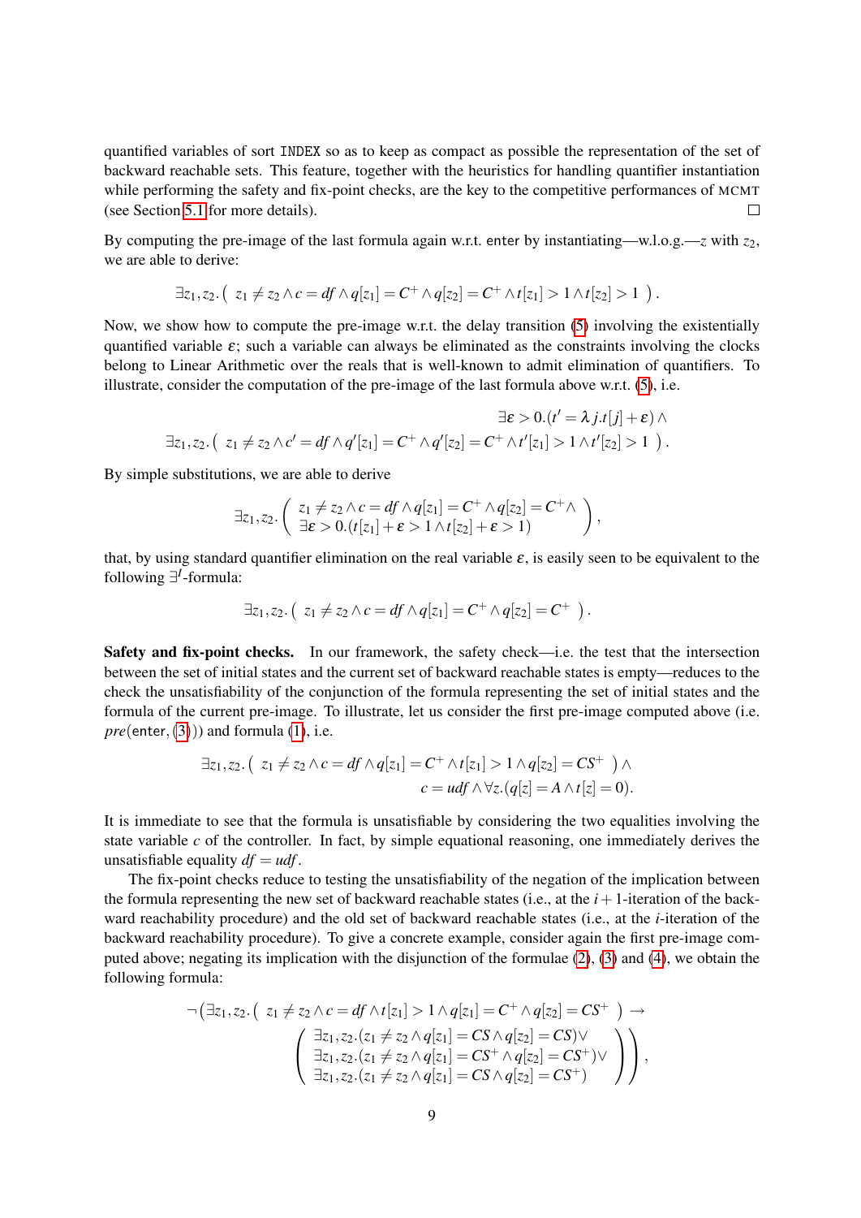quantified variables of sort `INDEX` so as to keep as compact as possible the representation of the set of backward reachable sets. This feature, together with the heuristics for handling quantifier instantiation while performing the safety and fix-point checks, are the key to the competitive performances of MCMT (see Section 5.1 for more details). □

By computing the pre-image of the last formula again w.r.t. enter by instantiating—w.l.o.g.—$z$ with $z_2$, we are able to derive:

$$\exists z_1, z_2. \left( \; z_1 \neq z_2 \wedge c = df \wedge q[z_1] = C^+ \wedge q[z_2] = C^+ \wedge t[z_1] > 1 \wedge t[z_2] > 1 \; \right).$$

Now, we show how to compute the pre-image w.r.t. the delay transition (5) involving the existentially quantified variable $\varepsilon$; such a variable can always be eliminated as the constraints involving the clocks belong to Linear Arithmetic over the reals that is well-known to admit elimination of quantifiers. To illustrate, consider the computation of the pre-image of the last formula above w.r.t. (5), i.e.

$$\begin{array}{r} \exists \varepsilon > 0.(t' = \lambda j.t[j] + \varepsilon) \wedge \\ \exists z_1, z_2. \left( \; z_1 \neq z_2 \wedge c' = df \wedge q'[z_1] = C^+ \wedge q'[z_2] = C^+ \wedge t'[z_1] > 1 \wedge t'[z_2] > 1 \; \right). \end{array}$$

By simple substitutions, we are able to derive

$$\exists z_1, z_2. \left( \begin{array}{l} z_1 \neq z_2 \wedge c = df \wedge q[z_1] = C^+ \wedge q[z_2] = C^+ \wedge \\ \exists \varepsilon > 0.(t[z_1] + \varepsilon > 1 \wedge t[z_2] + \varepsilon > 1) \end{array} \right),$$

that, by using standard quantifier elimination on the real variable $\varepsilon$, is easily seen to be equivalent to the following $\exists^I$-formula:

$$\exists z_1, z_2. \left( \; z_1 \neq z_2 \wedge c = df \wedge q[z_1] = C^+ \wedge q[z_2] = C^+ \; \right).$$

**Safety and fix-point checks.** In our framework, the safety check—i.e. the test that the intersection between the set of initial states and the current set of backward reachable states is empty—reduces to the check the unsatisfiability of the conjunction of the formula representing the set of initial states and the formula of the current pre-image. To illustrate, let us consider the first pre-image computed above (i.e. $pre$(enter, (3))) and formula (1), i.e.

$$\begin{array}{r} \exists z_1, z_2. \left( \; z_1 \neq z_2 \wedge c = df \wedge q[z_1] = C^+ \wedge t[z_1] > 1 \wedge q[z_2] = CS^+ \; \right) \wedge \\ c = udf \wedge \forall z.(q[z] = A \wedge t[z] = 0). \end{array}$$

It is immediate to see that the formula is unsatisfiable by considering the two equalities involving the state variable $c$ of the controller. In fact, by simple equational reasoning, one immediately derives the unsatisfiable equality $df = udf$.

The fix-point checks reduce to testing the unsatisfiability of the negation of the implication between the formula representing the new set of backward reachable states (i.e., at the $i+1$-iteration of the backward reachability procedure) and the old set of backward reachable states (i.e., at the $i$-iteration of the backward reachability procedure). To give a concrete example, consider again the first pre-image computed above; negating its implication with the disjunction of the formulae (2), (3) and (4), we obtain the following formula:

$$\neg \left( \exists z_1, z_2. \left( \; z_1 \neq z_2 \wedge c = df \wedge t[z_1] > 1 \wedge q[z_1] = C^+ \wedge q[z_2] = CS^+ \; \right) \rightarrow \left( \begin{array}{l} \exists z_1, z_2.(z_1 \neq z_2 \wedge q[z_1] = CS \wedge q[z_2] = CS) \vee \\ \exists z_1, z_2.(z_1 \neq z_2 \wedge q[z_1] = CS^+ \wedge q[z_2] = CS^+) \vee \\ \exists z_1, z_2.(z_1 \neq z_2 \wedge q[z_1] = CS \wedge q[z_2] = CS^+) \end{array} \right) \right),$$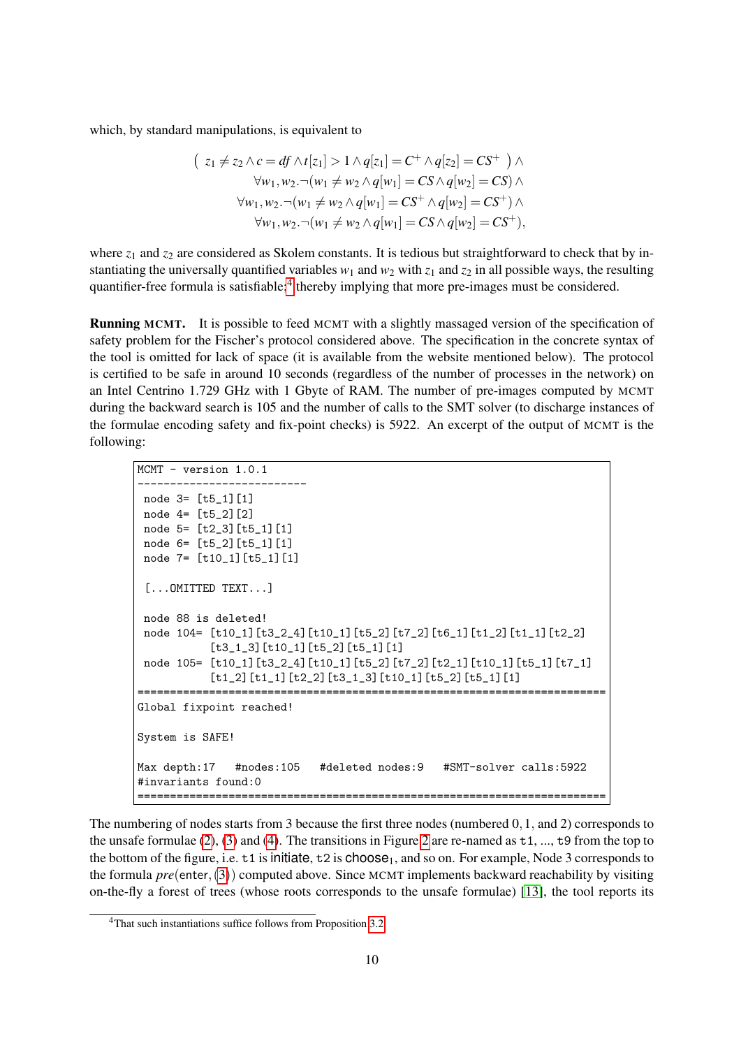which, by standard manipulations, is equivalent to

$$
\begin{array}{r}
(\ z_1 \neq z_2 \wedge c = df \wedge t[z_1] > 1 \wedge q[z_1] = C^+ \wedge q[z_2] = CS^+ \ ) \wedge \\
\forall w_1, w_2. \neg(w_1 \neq w_2 \wedge q[w_1] = CS \wedge q[w_2] = CS) \wedge \\
\forall w_1, w_2. \neg(w_1 \neq w_2 \wedge q[w_1] = CS^+ \wedge q[w_2] = CS^+) \wedge \\
\forall w_1, w_2. \neg(w_1 \neq w_2 \wedge q[w_1] = CS \wedge q[w_2] = CS^+),
\end{array}
$$

where $z_1$ and $z_2$ are considered as Skolem constants. It is tedious but straightforward to check that by instantiating the universally quantified variables $w_1$ and $w_2$ with $z_1$ and $z_2$ in all possible ways, the resulting quantifier-free formula is satisfiable;[4] thereby implying that more pre-images must be considered.

**Running MCMT.** It is possible to feed MCMT with a slightly massaged version of the specification of safety problem for the Fischer's protocol considered above. The specification in the concrete syntax of the tool is omitted for lack of space (it is available from the website mentioned below). The protocol is certified to be safe in around 10 seconds (regardless of the number of processes in the network) on an Intel Centrino 1.729 GHz with 1 Gbyte of RAM. The number of pre-images computed by MCMT during the backward search is 105 and the number of calls to the SMT solver (to discharge instances of the formulae encoding safety and fix-point checks) is 5922. An excerpt of the output of MCMT is the following:

```
MCMT - version 1.0.1
--------------------------
 node 3= [t5_1][1]
 node 4= [t5_2][2]
 node 5= [t2_3][t5_1][1]
 node 6= [t5_2][t5_1][1]
 node 7= [t10_1][t5_1][1]

 [...OMITTED TEXT...]

 node 88 is deleted!
 node 104= [t10_1][t3_2_4][t10_1][t5_2][t7_2][t6_1][t1_2][t1_1][t2_2]
           [t3_1_3][t10_1][t5_2][t5_1][1]
 node 105= [t10_1][t3_2_4][t10_1][t5_2][t7_2][t2_1][t10_1][t5_1][t7_1]
           [t1_2][t1_1][t2_2][t3_1_3][t10_1][t5_2][t5_1][1]
========================================================================
Global fixpoint reached!

System is SAFE!

Max depth:17   #nodes:105   #deleted nodes:9   #SMT-solver calls:5922
#invariants found:0
========================================================================
```

The numbering of nodes starts from 3 because the first three nodes (numbered 0, 1, and 2) corresponds to the unsafe formulae (2), (3) and (4). The transitions in Figure 2 are re-named as `t1`, ..., `t9` from the top to the bottom of the figure, i.e. `t1` is initiate, `t2` is choose$_1$, and so on. For example, Node 3 corresponds to the formula $pre(\texttt{enter}, (3))$ computed above. Since MCMT implements backward reachability by visiting on-the-fly a forest of trees (whose roots corresponds to the unsafe formulae) [13], the tool reports its

[4] That such instantiations suffice follows from Proposition 3.2.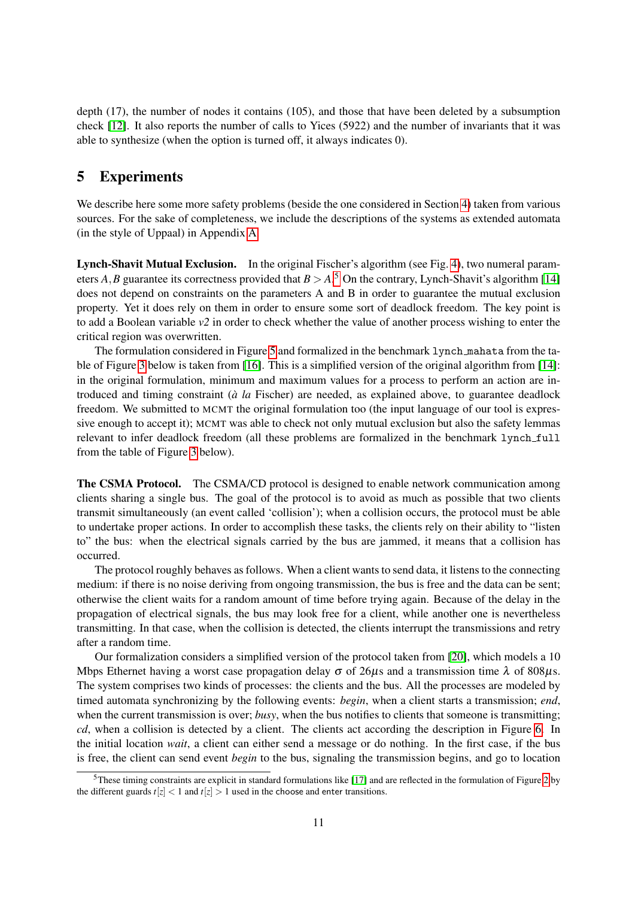depth (17), the number of nodes it contains (105), and those that have been deleted by a subsumption check [12]. It also reports the number of calls to Yices (5922) and the number of invariants that it was able to synthesize (when the option is turned off, it always indicates 0).

## 5 Experiments

We describe here some more safety problems (beside the one considered in Section 4) taken from various sources. For the sake of completeness, we include the descriptions of the systems as extended automata (in the style of Uppaal) in Appendix A.

**Lynch-Shavit Mutual Exclusion.** In the original Fischer's algorithm (see Fig. 4), two numeral parameters $A, B$ guarantee its correctness provided that $B > A$.[5] On the contrary, Lynch-Shavit's algorithm [14] does not depend on constraints on the parameters A and B in order to guarantee the mutual exclusion property. Yet it does rely on them in order to ensure some sort of deadlock freedom. The key point is to add a Boolean variable *v2* in order to check whether the value of another process wishing to enter the critical region was overwritten.

The formulation considered in Figure 5 and formalized in the benchmark `lynch_mahata` from the table of Figure 3 below is taken from [16]. This is a simplified version of the original algorithm from [14]: in the original formulation, minimum and maximum values for a process to perform an action are introduced and timing constraint (*à la* Fischer) are needed, as explained above, to guarantee deadlock freedom. We submitted to MCMT the original formulation too (the input language of our tool is expressive enough to accept it); MCMT was able to check not only mutual exclusion but also the safety lemmas relevant to infer deadlock freedom (all these problems are formalized in the benchmark `lynch_full` from the table of Figure 3 below).

**The CSMA Protocol.** The CSMA/CD protocol is designed to enable network communication among clients sharing a single bus. The goal of the protocol is to avoid as much as possible that two clients transmit simultaneously (an event called 'collision'); when a collision occurs, the protocol must be able to undertake proper actions. In order to accomplish these tasks, the clients rely on their ability to "listen to" the bus: when the electrical signals carried by the bus are jammed, it means that a collision has occurred.

The protocol roughly behaves as follows. When a client wants to send data, it listens to the connecting medium: if there is no noise deriving from ongoing transmission, the bus is free and the data can be sent; otherwise the client waits for a random amount of time before trying again. Because of the delay in the propagation of electrical signals, the bus may look free for a client, while another one is nevertheless transmitting. In that case, when the collision is detected, the clients interrupt the transmissions and retry after a random time.

Our formalization considers a simplified version of the protocol taken from [20], which models a 10 Mbps Ethernet having a worst case propagation delay $\sigma$ of $26\mu$s and a transmission time $\lambda$ of $808\mu$s. The system comprises two kinds of processes: the clients and the bus. All the processes are modeled by timed automata synchronizing by the following events: *begin*, when a client starts a transmission; *end*, when the current transmission is over; *busy*, when the bus notifies to clients that someone is transmitting; *cd*, when a collision is detected by a client. The clients act according the description in Figure 6. In the initial location *wait*, a client can either send a message or do nothing. In the first case, if the bus is free, the client can send event *begin* to the bus, signaling the transmission begins, and go to location

[5] These timing constraints are explicit in standard formulations like [17] and are reflected in the formulation of Figure 2 by the different guards $t[z] < 1$ and $t[z] > 1$ used in the `choose` and `enter` transitions.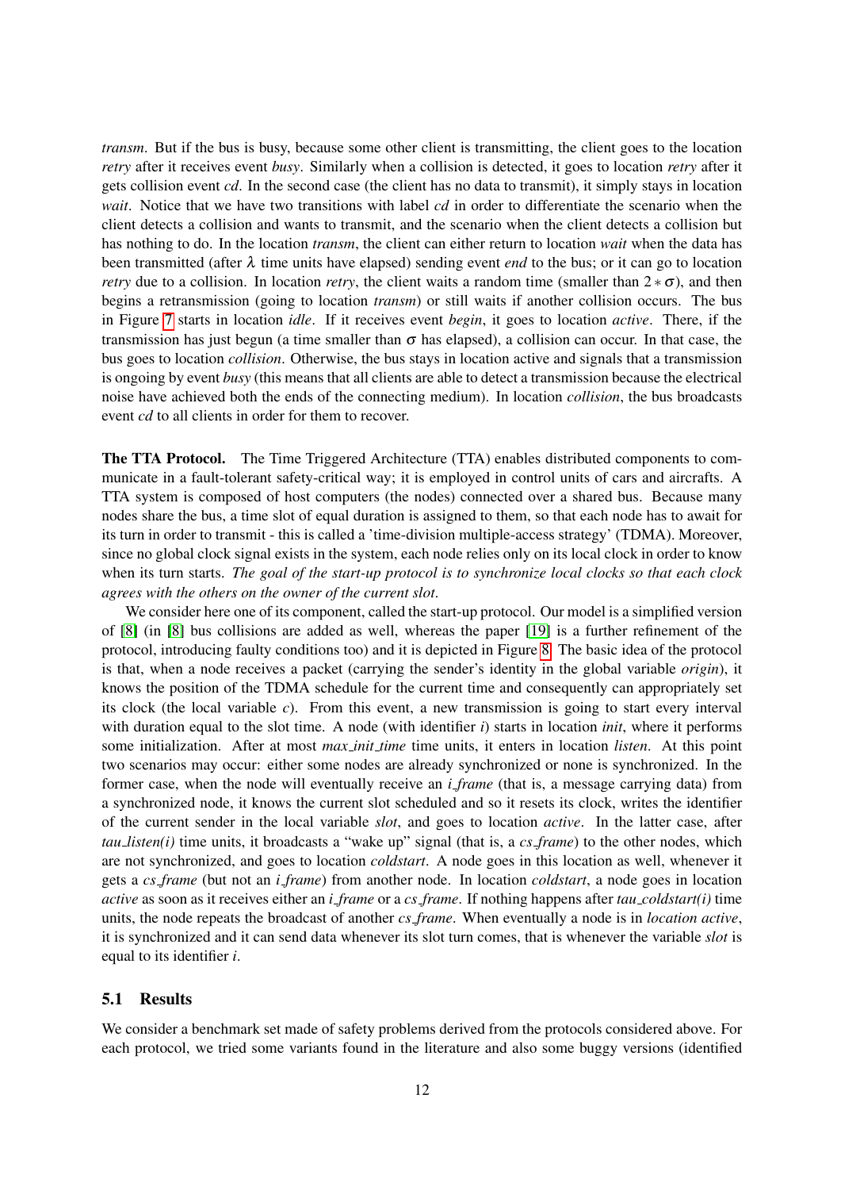*transm*. But if the bus is busy, because some other client is transmitting, the client goes to the location *retry* after it receives event *busy*. Similarly when a collision is detected, it goes to location *retry* after it gets collision event *cd*. In the second case (the client has no data to transmit), it simply stays in location *wait*. Notice that we have two transitions with label *cd* in order to differentiate the scenario when the client detects a collision and wants to transmit, and the scenario when the client detects a collision but has nothing to do. In the location *transm*, the client can either return to location *wait* when the data has been transmitted (after $\lambda$ time units have elapsed) sending event *end* to the bus; or it can go to location *retry* due to a collision. In location *retry*, the client waits a random time (smaller than $2*\sigma$), and then begins a retransmission (going to location *transm*) or still waits if another collision occurs. The bus in Figure 7 starts in location *idle*. If it receives event *begin*, it goes to location *active*. There, if the transmission has just begun (a time smaller than $\sigma$ has elapsed), a collision can occur. In that case, the bus goes to location *collision*. Otherwise, the bus stays in location active and signals that a transmission is ongoing by event *busy* (this means that all clients are able to detect a transmission because the electrical noise have achieved both the ends of the connecting medium). In location *collision*, the bus broadcasts event *cd* to all clients in order for them to recover.

**The TTA Protocol.** The Time Triggered Architecture (TTA) enables distributed components to communicate in a fault-tolerant safety-critical way; it is employed in control units of cars and aircrafts. A TTA system is composed of host computers (the nodes) connected over a shared bus. Because many nodes share the bus, a time slot of equal duration is assigned to them, so that each node has to await for its turn in order to transmit - this is called a 'time-division multiple-access strategy' (TDMA). Moreover, since no global clock signal exists in the system, each node relies only on its local clock in order to know when its turn starts. *The goal of the start-up protocol is to synchronize local clocks so that each clock agrees with the others on the owner of the current slot.*

We consider here one of its component, called the start-up protocol. Our model is a simplified version of [8] (in [8] bus collisions are added as well, whereas the paper [19] is a further refinement of the protocol, introducing faulty conditions too) and it is depicted in Figure 8. The basic idea of the protocol is that, when a node receives a packet (carrying the sender's identity in the global variable *origin*), it knows the position of the TDMA schedule for the current time and consequently can appropriately set its clock (the local variable *c*). From this event, a new transmission is going to start every interval with duration equal to the slot time. A node (with identifier *i*) starts in location *init*, where it performs some initialization. After at most *max_init_time* time units, it enters in location *listen*. At this point two scenarios may occur: either some nodes are already synchronized or none is synchronized. In the former case, when the node will eventually receive an *i_frame* (that is, a message carrying data) from a synchronized node, it knows the current slot scheduled and so it resets its clock, writes the identifier of the current sender in the local variable *slot*, and goes to location *active*. In the latter case, after *tau_listen(i)* time units, it broadcasts a "wake up" signal (that is, a *cs_frame*) to the other nodes, which are not synchronized, and goes to location *coldstart*. A node goes in this location as well, whenever it gets a *cs_frame* (but not an *i_frame*) from another node. In location *coldstart*, a node goes in location *active* as soon as it receives either an *i_frame* or a *cs_frame*. If nothing happens after *tau_coldstart(i)* time units, the node repeats the broadcast of another *cs_frame*. When eventually a node is in *location active*, it is synchronized and it can send data whenever its slot turn comes, that is whenever the variable *slot* is equal to its identifier *i*.

## 5.1 Results

We consider a benchmark set made of safety problems derived from the protocols considered above. For each protocol, we tried some variants found in the literature and also some buggy versions (identified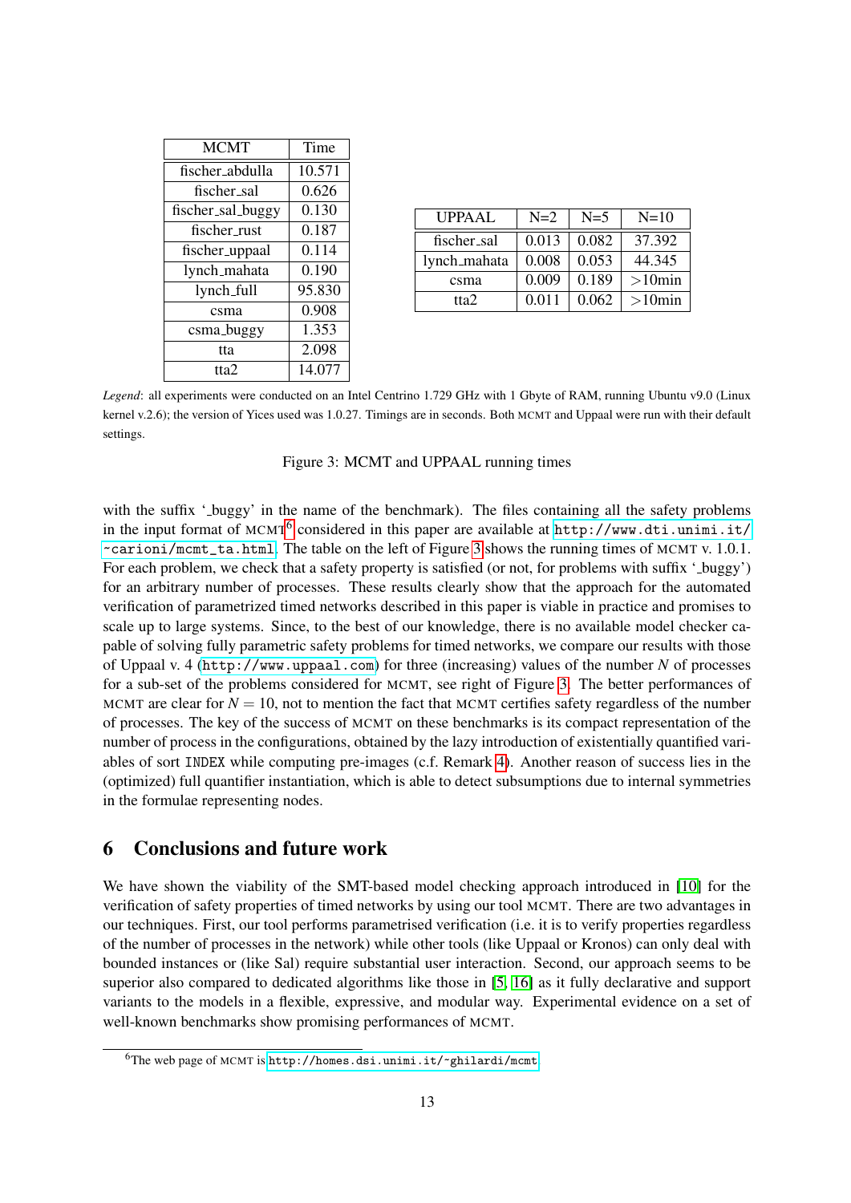| MCMT | Time |
|---|---|
| fischer_abdulla | 10.571 |
| fischer_sal | 0.626 |
| fischer_sal_buggy | 0.130 |
| fischer_rust | 0.187 |
| fischer_uppaal | 0.114 |
| lynch_mahata | 0.190 |
| lynch_full | 95.830 |
| csma | 0.908 |
| csma_buggy | 1.353 |
| tta | 2.098 |
| tta2 | 14.077 |

| UPPAAL | N=2 | N=5 | N=10 |
|---|---|---|---|
| fischer_sal | 0.013 | 0.082 | 37.392 |
| lynch_mahata | 0.008 | 0.053 | 44.345 |
| csma | 0.009 | 0.189 | >10min |
| tta2 | 0.011 | 0.062 | >10min |

*Legend*: all experiments were conducted on an Intel Centrino 1.729 GHz with 1 Gbyte of RAM, running Ubuntu v9.0 (Linux kernel v.2.6); the version of Yices used was 1.0.27. Timings are in seconds. Both MCMT and Uppaal were run with their default settings.

Figure 3: MCMT and UPPAAL running times

with the suffix '_buggy' in the name of the benchmark). The files containing all the safety problems in the input format of MCMT[6] considered in this paper are available at `http://www.dti.unimi.it/~carioni/mcmt_ta.html`. The table on the left of Figure 3 shows the running times of MCMT v. 1.0.1. For each problem, we check that a safety property is satisfied (or not, for problems with suffix '_buggy') for an arbitrary number of processes. These results clearly show that the approach for the automated verification of parametrized timed networks described in this paper is viable in practice and promises to scale up to large systems. Since, to the best of our knowledge, there is no available model checker capable of solving fully parametric safety problems for timed networks, we compare our results with those of Uppaal v. 4 (`http://www.uppaal.com`) for three (increasing) values of the number $N$ of processes for a sub-set of the problems considered for MCMT, see right of Figure 3. The better performances of MCMT are clear for $N = 10$, not to mention the fact that MCMT certifies safety regardless of the number of processes. The key of the success of MCMT on these benchmarks is its compact representation of the number of process in the configurations, obtained by the lazy introduction of existentially quantified variables of sort `INDEX` while computing pre-images (c.f. Remark 4). Another reason of success lies in the (optimized) full quantifier instantiation, which is able to detect subsumptions due to internal symmetries in the formulae representing nodes.

## 6 Conclusions and future work

We have shown the viability of the SMT-based model checking approach introduced in [10] for the verification of safety properties of timed networks by using our tool MCMT. There are two advantages in our techniques. First, our tool performs parametrised verification (i.e. it is to verify properties regardless of the number of processes in the network) while other tools (like Uppaal or Kronos) can only deal with bounded instances or (like Sal) require substantial user interaction. Second, our approach seems to be superior also compared to dedicated algorithms like those in [5, 16] as it fully declarative and support variants to the models in a flexible, expressive, and modular way. Experimental evidence on a set of well-known benchmarks show promising performances of MCMT.

[6]The web page of MCMT is `http://homes.dsi.unimi.it/~ghilardi/mcmt`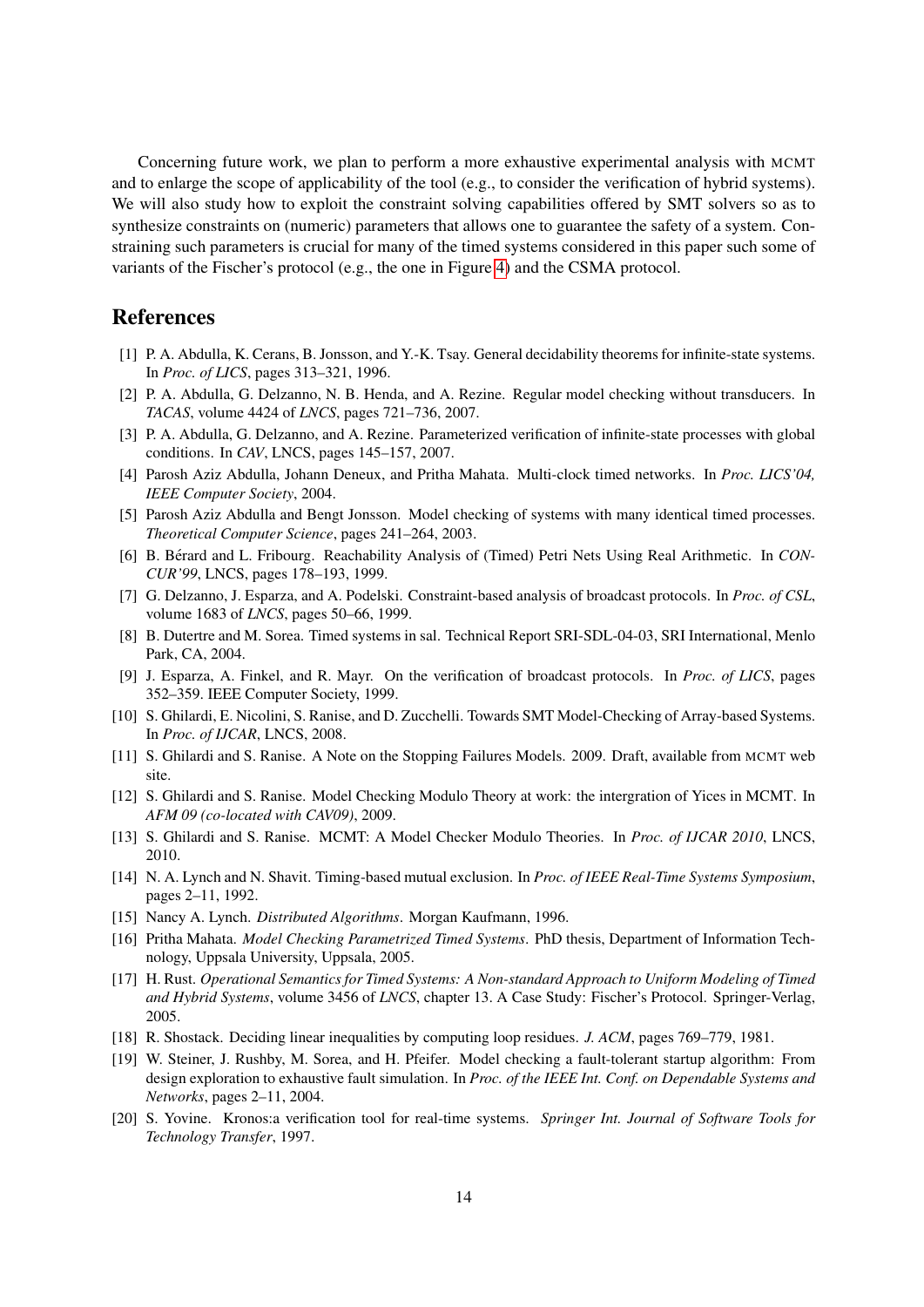Concerning future work, we plan to perform a more exhaustive experimental analysis with MCMT and to enlarge the scope of applicability of the tool (e.g., to consider the verification of hybrid systems). We will also study how to exploit the constraint solving capabilities offered by SMT solvers so as to synthesize constraints on (numeric) parameters that allows one to guarantee the safety of a system. Constraining such parameters is crucial for many of the timed systems considered in this paper such some of variants of the Fischer's protocol (e.g., the one in Figure 4) and the CSMA protocol.

## References

[1] P. A. Abdulla, K. Cerans, B. Jonsson, and Y.-K. Tsay. General decidability theorems for infinite-state systems. In *Proc. of LICS*, pages 313–321, 1996.

[2] P. A. Abdulla, G. Delzanno, N. B. Henda, and A. Rezine. Regular model checking without transducers. In *TACAS*, volume 4424 of *LNCS*, pages 721–736, 2007.

[3] P. A. Abdulla, G. Delzanno, and A. Rezine. Parameterized verification of infinite-state processes with global conditions. In *CAV*, LNCS, pages 145–157, 2007.

[4] Parosh Aziz Abdulla, Johann Deneux, and Pritha Mahata. Multi-clock timed networks. In *Proc. LICS'04, IEEE Computer Society*, 2004.

[5] Parosh Aziz Abdulla and Bengt Jonsson. Model checking of systems with many identical timed processes. *Theoretical Computer Science*, pages 241–264, 2003.

[6] B. Bérard and L. Fribourg. Reachability Analysis of (Timed) Petri Nets Using Real Arithmetic. In *CONCUR'99*, LNCS, pages 178–193, 1999.

[7] G. Delzanno, J. Esparza, and A. Podelski. Constraint-based analysis of broadcast protocols. In *Proc. of CSL*, volume 1683 of *LNCS*, pages 50–66, 1999.

[8] B. Dutertre and M. Sorea. Timed systems in sal. Technical Report SRI-SDL-04-03, SRI International, Menlo Park, CA, 2004.

[9] J. Esparza, A. Finkel, and R. Mayr. On the verification of broadcast protocols. In *Proc. of LICS*, pages 352–359. IEEE Computer Society, 1999.

[10] S. Ghilardi, E. Nicolini, S. Ranise, and D. Zucchelli. Towards SMT Model-Checking of Array-based Systems. In *Proc. of IJCAR*, LNCS, 2008.

[11] S. Ghilardi and S. Ranise. A Note on the Stopping Failures Models. 2009. Draft, available from MCMT web site.

[12] S. Ghilardi and S. Ranise. Model Checking Modulo Theory at work: the intergration of Yices in MCMT. In *AFM 09 (co-located with CAV09)*, 2009.

[13] S. Ghilardi and S. Ranise. MCMT: A Model Checker Modulo Theories. In *Proc. of IJCAR 2010*, LNCS, 2010.

[14] N. A. Lynch and N. Shavit. Timing-based mutual exclusion. In *Proc. of IEEE Real-Time Systems Symposium*, pages 2–11, 1992.

[15] Nancy A. Lynch. *Distributed Algorithms*. Morgan Kaufmann, 1996.

[16] Pritha Mahata. *Model Checking Parametrized Timed Systems*. PhD thesis, Department of Information Technology, Uppsala University, Uppsala, 2005.

[17] H. Rust. *Operational Semantics for Timed Systems: A Non-standard Approach to Uniform Modeling of Timed and Hybrid Systems*, volume 3456 of *LNCS*, chapter 13. A Case Study: Fischer's Protocol. Springer-Verlag, 2005.

[18] R. Shostack. Deciding linear inequalities by computing loop residues. *J. ACM*, pages 769–779, 1981.

[19] W. Steiner, J. Rushby, M. Sorea, and H. Pfeifer. Model checking a fault-tolerant startup algorithm: From design exploration to exhaustive fault simulation. In *Proc. of the IEEE Int. Conf. on Dependable Systems and Networks*, pages 2–11, 2004.

[20] S. Yovine. Kronos:a verification tool for real-time systems. *Springer Int. Journal of Software Tools for Technology Transfer*, 1997.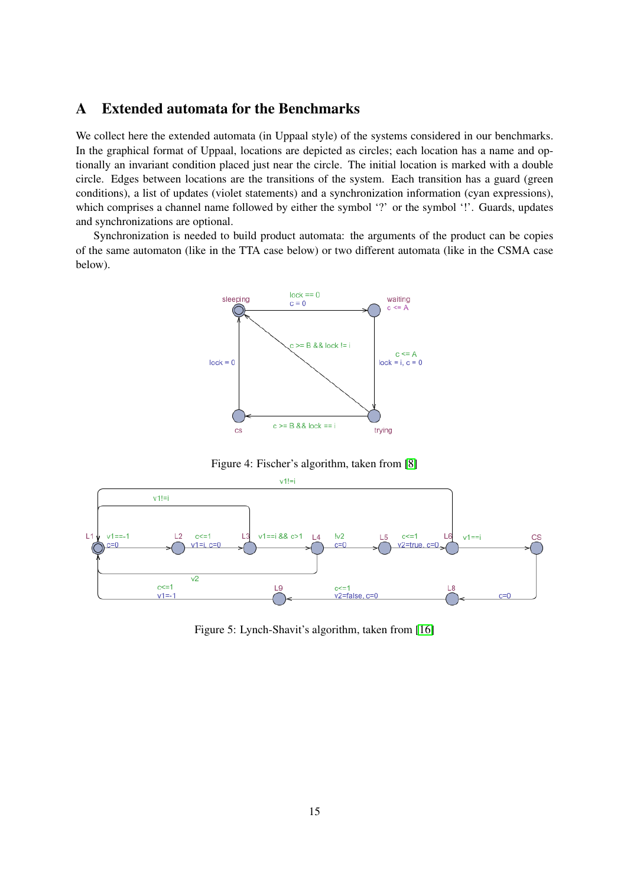## A Extended automata for the Benchmarks

We collect here the extended automata (in Uppaal style) of the systems considered in our benchmarks. In the graphical format of Uppaal, locations are depicted as circles; each location has a name and optionally an invariant condition placed just near the circle. The initial location is marked with a double circle. Edges between locations are the transitions of the system. Each transition has a guard (green conditions), a list of updates (violet statements) and a synchronization information (cyan expressions), which comprises a channel name followed by either the symbol '?' or the symbol '!'. Guards, updates and synchronizations are optional.

Synchronization is needed to build product automata: the arguments of the product can be copies of the same automaton (like in the TTA case below) or two different automata (like in the CSMA case below).

Figure 4: Fischer's algorithm, taken from [8]

Figure 5: Lynch-Shavit's algorithm, taken from [16]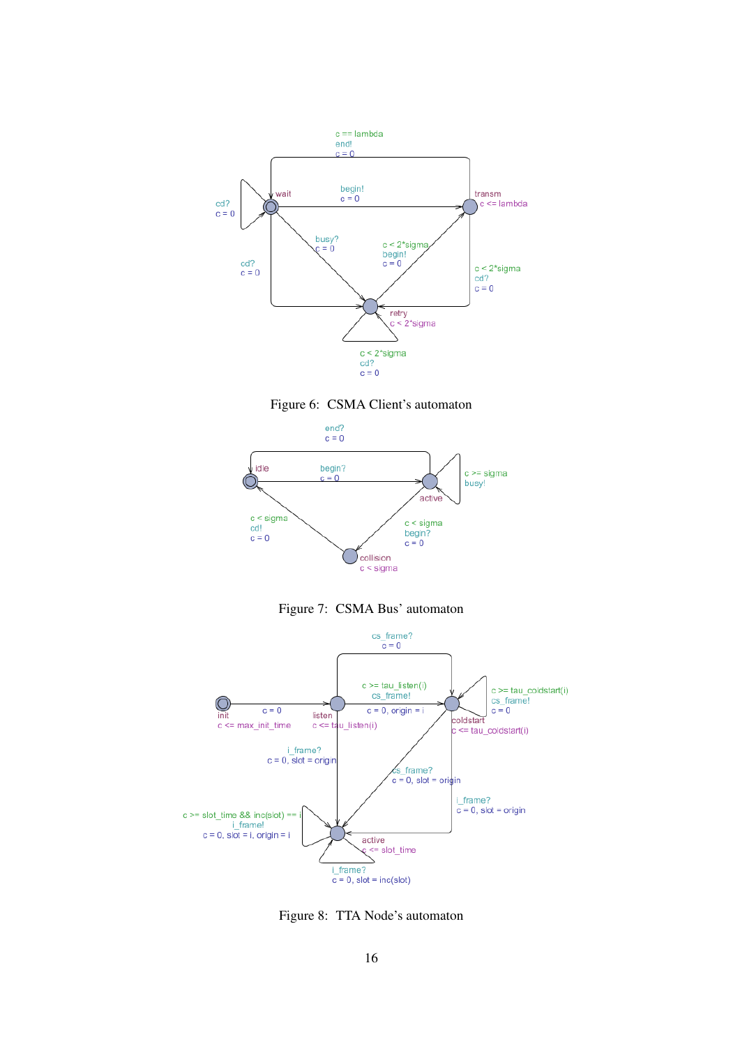c == lambda
end!
c = 0

wait

begin!
c = 0

transm
c <= lambda

cd?
c = 0

busy?
c = 0

c < 2*sigma
begin!
c = 0

cd?
c = 0

c < 2*sigma
cd?
c = 0

retry
c < 2*sigma

c < 2*sigma
cd?
c = 0

Figure 6: CSMA Client's automaton

end?
c = 0

idle

begin?
c = 0

c >= sigma
busy!

active

c < sigma
cd!
c = 0

c < sigma
begin?
c = 0

collision
c < sigma

Figure 7: CSMA Bus' automaton

cs_frame?
c = 0

c >= tau_listen(i)
cs_frame!

c >= tau_coldstart(i)
cs_frame!
c = 0

init
c <= max_init_time

c = 0

listen
c <= tau_listen(i)

c = 0, origin = i

coldstart
c <= tau_coldstart(i)

i_frame?
c = 0, slot = origin

cs_frame?
c = 0, slot = origin

i_frame?
c = 0, slot = origin

c >= slot_time && inc(slot) == i
i_frame!
c = 0, slot = i, origin = i

active
c <= slot_time

i_frame?
c = 0, slot = inc(slot)

Figure 8: TTA Node's automaton